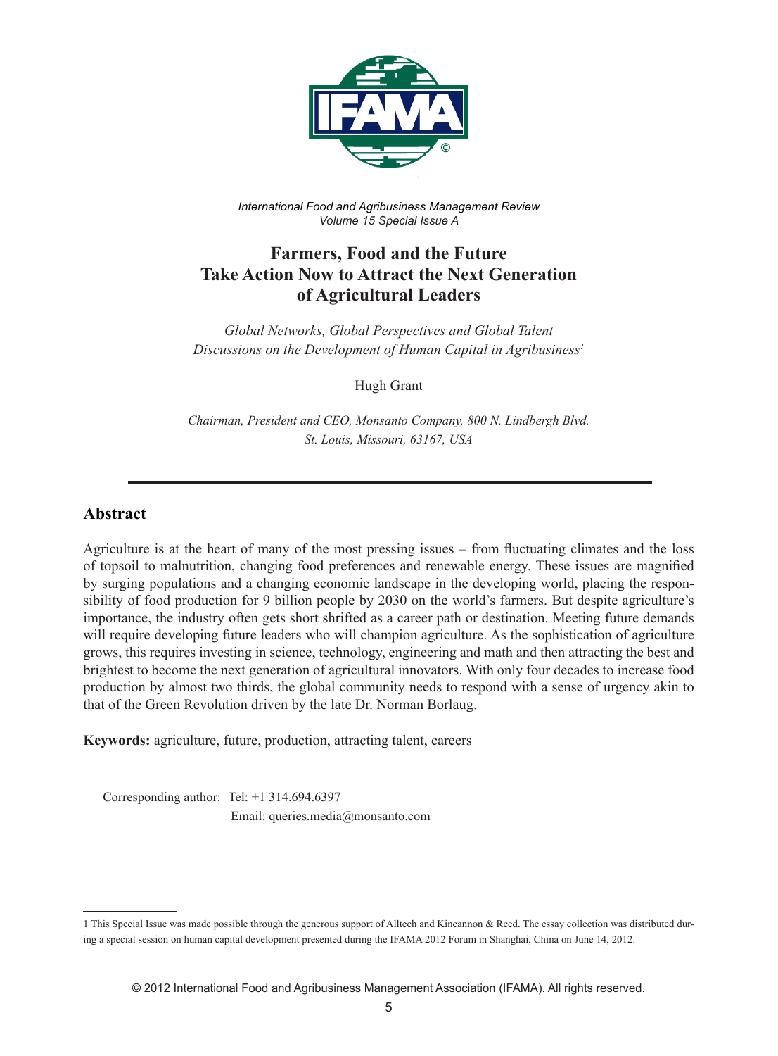*International Food and Agribusiness Management Review*
*Volume 15 Special Issue A*

# Farmers, Food and the Future
# Take Action Now to Attract the Next Generation of Agricultural Leaders

*Global Networks, Global Perspectives and Global Talent*
*Discussions on the Development of Human Capital in Agribusiness*[1]

Hugh Grant

*Chairman, President and CEO, Monsanto Company, 800 N. Lindbergh Blvd.*
*St. Louis, Missouri, 63167, USA*

---

## Abstract

Agriculture is at the heart of many of the most pressing issues – from fluctuating climates and the loss of topsoil to malnutrition, changing food preferences and renewable energy. These issues are magnified by surging populations and a changing economic landscape in the developing world, placing the responsibility of food production for 9 billion people by 2030 on the world's farmers. But despite agriculture's importance, the industry often gets short shrifted as a career path or destination. Meeting future demands will require developing future leaders who will champion agriculture. As the sophistication of agriculture grows, this requires investing in science, technology, engineering and math and then attracting the best and brightest to become the next generation of agricultural innovators. With only four decades to increase food production by almost two thirds, the global community needs to respond with a sense of urgency akin to that of the Green Revolution driven by the late Dr. Norman Borlaug.

**Keywords:** agriculture, future, production, attracting talent, careers

Corresponding author: Tel: +1 314.694.6397
Email: queries.media@monsanto.com

[1] This Special Issue was made possible through the generous support of Alltech and Kincannon & Reed. The essay collection was distributed during a special session on human capital development presented during the IFAMA 2012 Forum in Shanghai, China on June 14, 2012.

© 2012 International Food and Agribusiness Management Association (IFAMA). All rights reserved.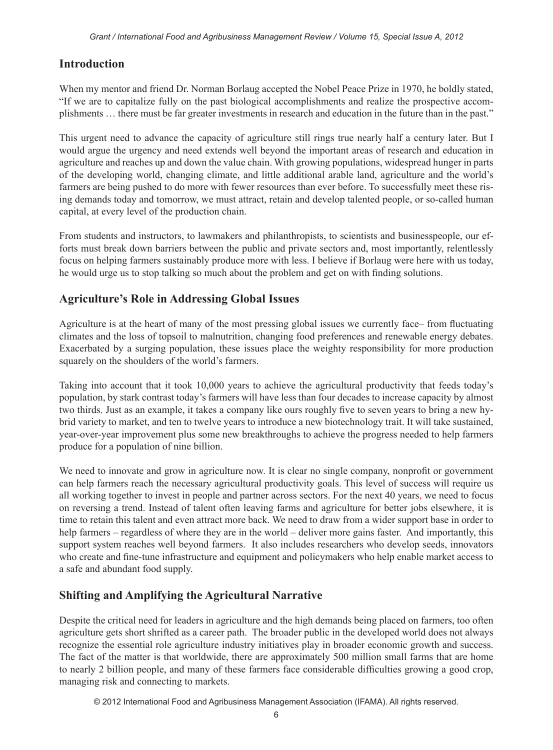## Introduction

When my mentor and friend Dr. Norman Borlaug accepted the Nobel Peace Prize in 1970, he boldly stated, "If we are to capitalize fully on the past biological accomplishments and realize the prospective accomplishments … there must be far greater investments in research and education in the future than in the past."

This urgent need to advance the capacity of agriculture still rings true nearly half a century later. But I would argue the urgency and need extends well beyond the important areas of research and education in agriculture and reaches up and down the value chain. With growing populations, widespread hunger in parts of the developing world, changing climate, and little additional arable land, agriculture and the world's farmers are being pushed to do more with fewer resources than ever before. To successfully meet these rising demands today and tomorrow, we must attract, retain and develop talented people, or so-called human capital, at every level of the production chain.

From students and instructors, to lawmakers and philanthropists, to scientists and businesspeople, our efforts must break down barriers between the public and private sectors and, most importantly, relentlessly focus on helping farmers sustainably produce more with less. I believe if Borlaug were here with us today, he would urge us to stop talking so much about the problem and get on with finding solutions.

## Agriculture's Role in Addressing Global Issues

Agriculture is at the heart of many of the most pressing global issues we currently face– from fluctuating climates and the loss of topsoil to malnutrition, changing food preferences and renewable energy debates. Exacerbated by a surging population, these issues place the weighty responsibility for more production squarely on the shoulders of the world's farmers.

Taking into account that it took 10,000 years to achieve the agricultural productivity that feeds today's population, by stark contrast today's farmers will have less than four decades to increase capacity by almost two thirds. Just as an example, it takes a company like ours roughly five to seven years to bring a new hybrid variety to market, and ten to twelve years to introduce a new biotechnology trait. It will take sustained, year-over-year improvement plus some new breakthroughs to achieve the progress needed to help farmers produce for a population of nine billion.

We need to innovate and grow in agriculture now. It is clear no single company, nonprofit or government can help farmers reach the necessary agricultural productivity goals. This level of success will require us all working together to invest in people and partner across sectors. For the next 40 years, we need to focus on reversing a trend. Instead of talent often leaving farms and agriculture for better jobs elsewhere, it is time to retain this talent and even attract more back. We need to draw from a wider support base in order to help farmers – regardless of where they are in the world – deliver more gains faster. And importantly, this support system reaches well beyond farmers. It also includes researchers who develop seeds, innovators who create and fine-tune infrastructure and equipment and policymakers who help enable market access to a safe and abundant food supply.

## Shifting and Amplifying the Agricultural Narrative

Despite the critical need for leaders in agriculture and the high demands being placed on farmers, too often agriculture gets short shrifted as a career path. The broader public in the developed world does not always recognize the essential role agriculture industry initiatives play in broader economic growth and success. The fact of the matter is that worldwide, there are approximately 500 million small farms that are home to nearly 2 billion people, and many of these farmers face considerable difficulties growing a good crop, managing risk and connecting to markets.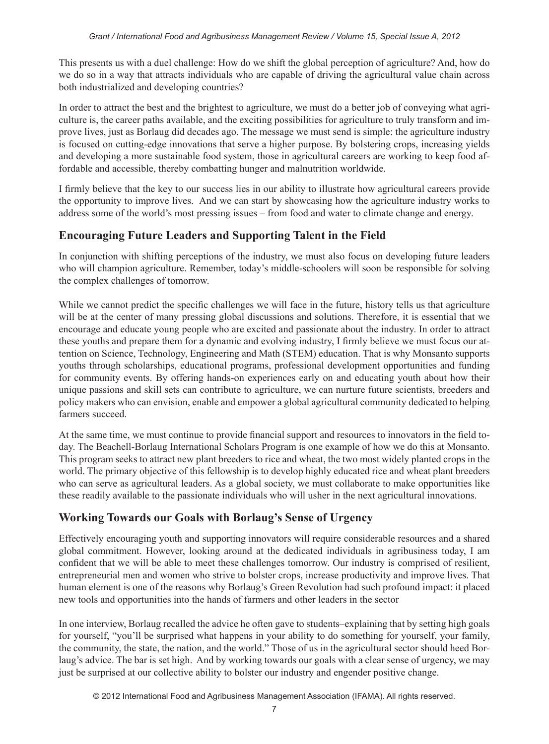This presents us with a duel challenge: How do we shift the global perception of agriculture? And, how do we do so in a way that attracts individuals who are capable of driving the agricultural value chain across both industrialized and developing countries?

In order to attract the best and the brightest to agriculture, we must do a better job of conveying what agriculture is, the career paths available, and the exciting possibilities for agriculture to truly transform and improve lives, just as Borlaug did decades ago. The message we must send is simple: the agriculture industry is focused on cutting-edge innovations that serve a higher purpose. By bolstering crops, increasing yields and developing a more sustainable food system, those in agricultural careers are working to keep food affordable and accessible, thereby combatting hunger and malnutrition worldwide.

I firmly believe that the key to our success lies in our ability to illustrate how agricultural careers provide the opportunity to improve lives. And we can start by showcasing how the agriculture industry works to address some of the world's most pressing issues – from food and water to climate change and energy.

## Encouraging Future Leaders and Supporting Talent in the Field

In conjunction with shifting perceptions of the industry, we must also focus on developing future leaders who will champion agriculture. Remember, today's middle-schoolers will soon be responsible for solving the complex challenges of tomorrow.

While we cannot predict the specific challenges we will face in the future, history tells us that agriculture will be at the center of many pressing global discussions and solutions. Therefore, it is essential that we encourage and educate young people who are excited and passionate about the industry. In order to attract these youths and prepare them for a dynamic and evolving industry, I firmly believe we must focus our attention on Science, Technology, Engineering and Math (STEM) education. That is why Monsanto supports youths through scholarships, educational programs, professional development opportunities and funding for community events. By offering hands-on experiences early on and educating youth about how their unique passions and skill sets can contribute to agriculture, we can nurture future scientists, breeders and policy makers who can envision, enable and empower a global agricultural community dedicated to helping farmers succeed.

At the same time, we must continue to provide financial support and resources to innovators in the field today. The Beachell-Borlaug International Scholars Program is one example of how we do this at Monsanto. This program seeks to attract new plant breeders to rice and wheat, the two most widely planted crops in the world. The primary objective of this fellowship is to develop highly educated rice and wheat plant breeders who can serve as agricultural leaders. As a global society, we must collaborate to make opportunities like these readily available to the passionate individuals who will usher in the next agricultural innovations.

## Working Towards our Goals with Borlaug's Sense of Urgency

Effectively encouraging youth and supporting innovators will require considerable resources and a shared global commitment. However, looking around at the dedicated individuals in agribusiness today, I am confident that we will be able to meet these challenges tomorrow. Our industry is comprised of resilient, entrepreneurial men and women who strive to bolster crops, increase productivity and improve lives. That human element is one of the reasons why Borlaug's Green Revolution had such profound impact: it placed new tools and opportunities into the hands of farmers and other leaders in the sector

In one interview, Borlaug recalled the advice he often gave to students–explaining that by setting high goals for yourself, "you'll be surprised what happens in your ability to do something for yourself, your family, the community, the state, the nation, and the world." Those of us in the agricultural sector should heed Borlaug's advice. The bar is set high. And by working towards our goals with a clear sense of urgency, we may just be surprised at our collective ability to bolster our industry and engender positive change.

© 2012 International Food and Agribusiness Management Association (IFAMA). All rights reserved.